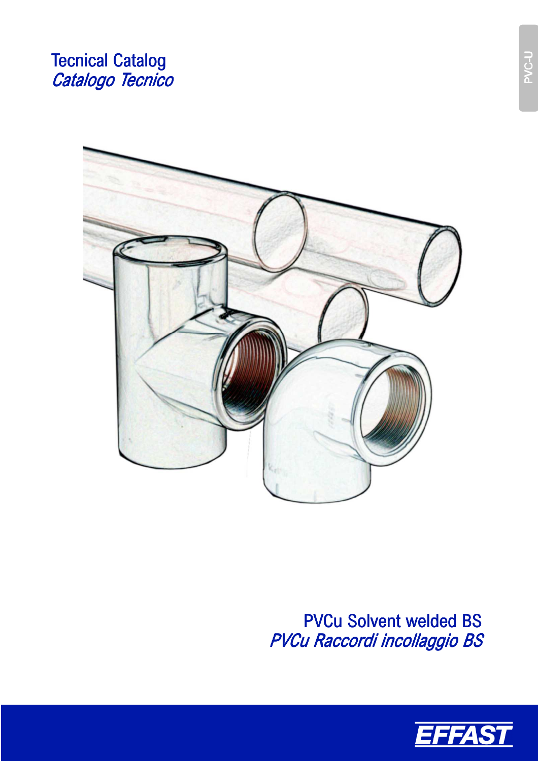PVC-U

# Tecnical Catalog
## *Catalogo Tecnico*

# PVCu Solvent welded BS
## *PVCu Raccordi incollaggio BS*

EFFAST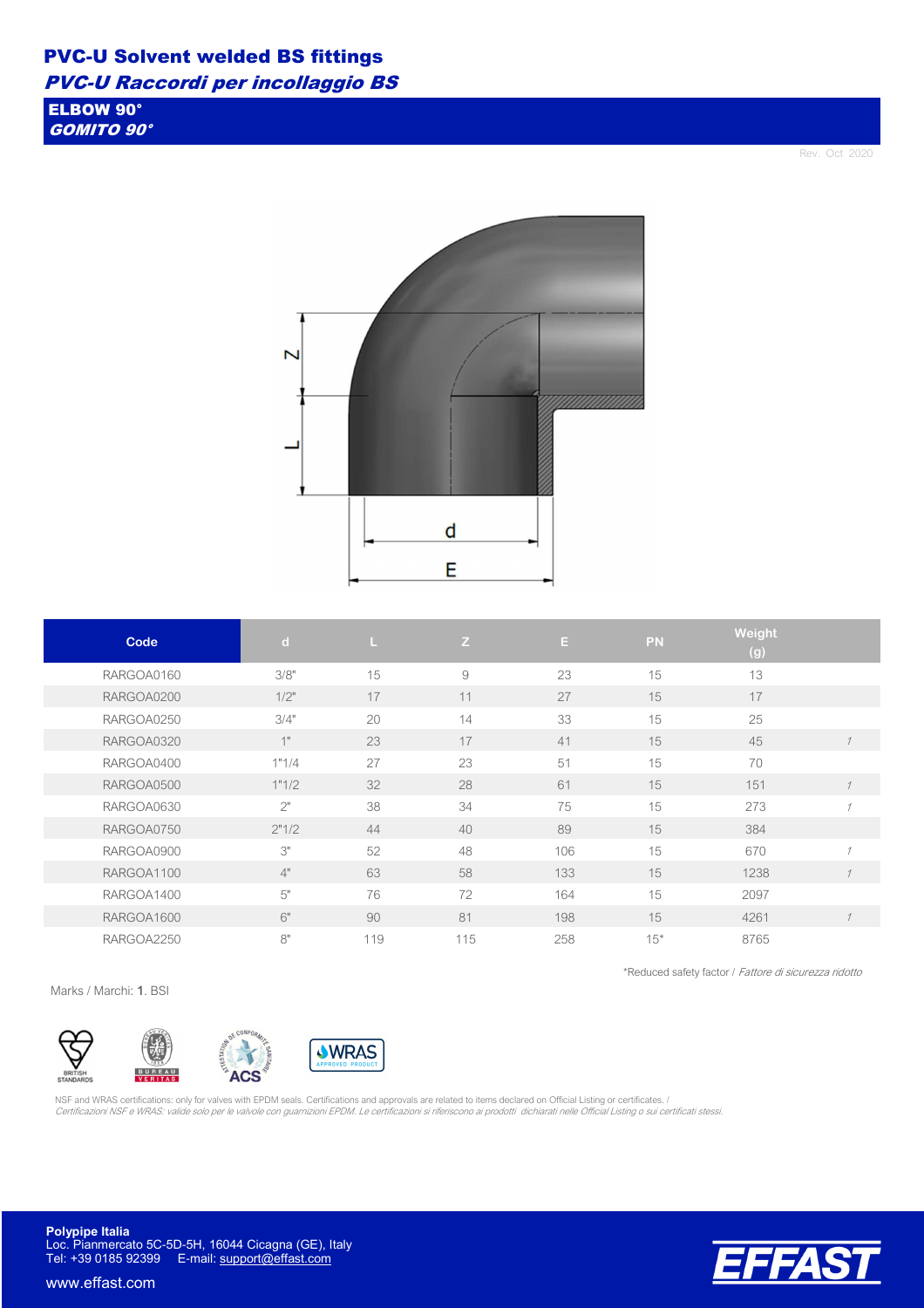# PVC-U Solvent welded BS fittings

## *PVC-U Raccordi per incollaggio BS*

### ELBOW 90°
### *GOMITO 90°*

Rev. Oct 2020

| Code | d | L | Z | E | PN | Weight (g) | |
|---|---|---|---|---|---|---|---|
| RARGOA0160 | 3/8" | 15 | 9 | 23 | 15 | 13 | |
| RARGOA0200 | 1/2" | 17 | 11 | 27 | 15 | 17 | |
| RARGOA0250 | 3/4" | 20 | 14 | 33 | 15 | 25 | |
| RARGOA0320 | 1" | 23 | 17 | 41 | 15 | 45 | 1 |
| RARGOA0400 | 1"1/4 | 27 | 23 | 51 | 15 | 70 | |
| RARGOA0500 | 1"1/2 | 32 | 28 | 61 | 15 | 151 | 1 |
| RARGOA0630 | 2" | 38 | 34 | 75 | 15 | 273 | 1 |
| RARGOA0750 | 2"1/2 | 44 | 40 | 89 | 15 | 384 | |
| RARGOA0900 | 3" | 52 | 48 | 106 | 15 | 670 | 1 |
| RARGOA1100 | 4" | 63 | 58 | 133 | 15 | 1238 | 1 |
| RARGOA1400 | 5" | 76 | 72 | 164 | 15 | 2097 | |
| RARGOA1600 | 6" | 90 | 81 | 198 | 15 | 4261 | 1 |
| RARGOA2250 | 8" | 119 | 115 | 258 | 15* | 8765 | |

*Reduced safety factor / *Fattore di sicurezza ridotto*

Marks / Marchi: **1**. BSI

NSF and WRAS certifications: only for valves with EPDM seals. Certifications and approvals are related to items declared on Official Listing or certificates. /
*Certificazioni NSF e WRAS: valide solo per le valvole con guarnizioni EPDM. Le certificazioni si riferiscono ai prodotti dichiarati nelle Official Listing o sui certificati stessi.*

**Polypipe Italia**
Loc. Pianmercato 5C-5D-5H, 16044 Cicagna (GE), Italy
Tel: +39 0185 92399 E-mail: support@effast.com

www.effast.com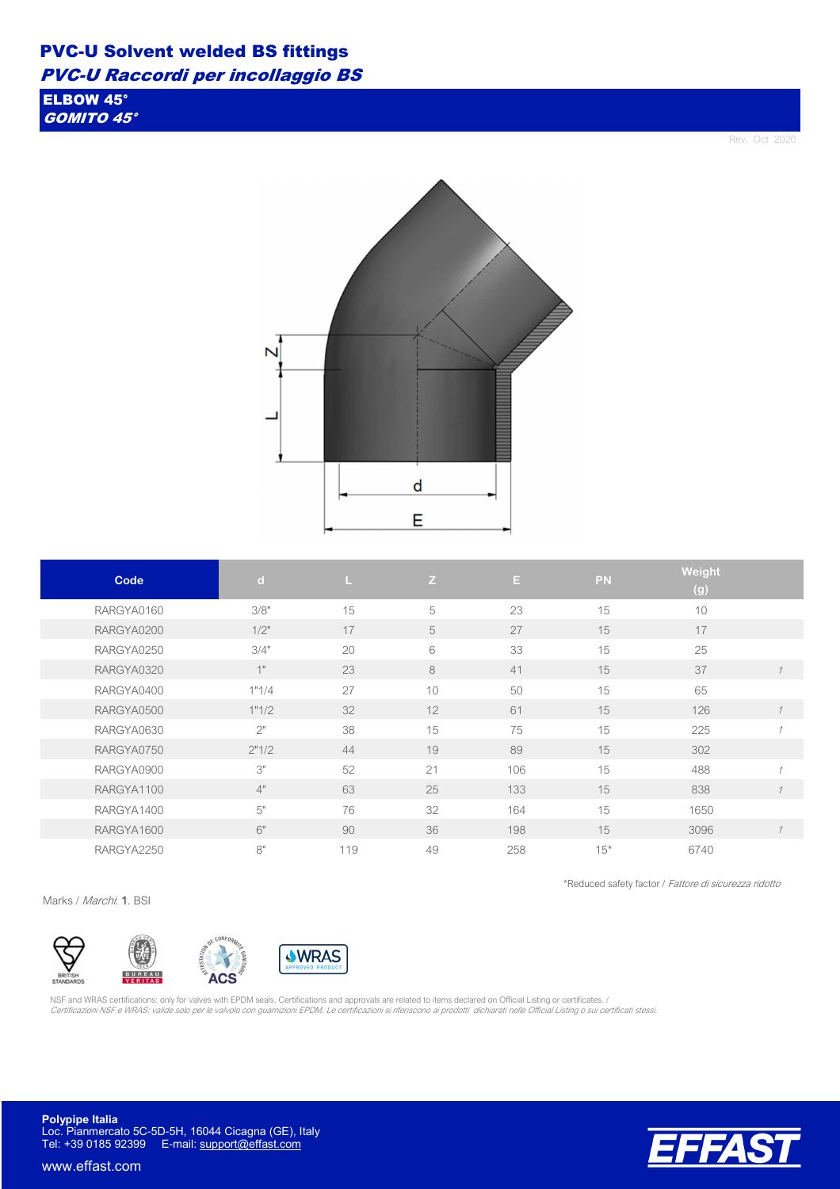# PVC-U Solvent welded BS fittings

*PVC-U Raccordi per incollaggio BS*

## ELBOW 45°

*GOMITO 45°*

Rev. Oct 2020

| Code | d | L | Z | E | PN | Weight (g) | |
|---|---|---|---|---|---|---|---|
| RARGYA0160 | 3/8" | 15 | 5 | 23 | 15 | 10 | |
| RARGYA0200 | 1/2" | 17 | 5 | 27 | 15 | 17 | |
| RARGYA0250 | 3/4" | 20 | 6 | 33 | 15 | 25 | |
| RARGYA0320 | 1" | 23 | 8 | 41 | 15 | 37 | *1* |
| RARGYA0400 | 1"1/4 | 27 | 10 | 50 | 15 | 65 | |
| RARGYA0500 | 1"1/2 | 32 | 12 | 61 | 15 | 126 | *1* |
| RARGYA0630 | 2" | 38 | 15 | 75 | 15 | 225 | *1* |
| RARGYA0750 | 2"1/2 | 44 | 19 | 89 | 15 | 302 | |
| RARGYA0900 | 3" | 52 | 21 | 106 | 15 | 488 | *1* |
| RARGYA1100 | 4" | 63 | 25 | 133 | 15 | 838 | *1* |
| RARGYA1400 | 5" | 76 | 32 | 164 | 15 | 1650 | |
| RARGYA1600 | 6" | 90 | 36 | 198 | 15 | 3096 | *1* |
| RARGYA2250 | 8" | 119 | 49 | 258 | 15* | 6740 | |

*Reduced safety factor / *Fattore di sicurezza ridotto*

Marks / *Marchi*: **1**. BSI

NSF and WRAS certifications: only for valves with EPDM seals. Certifications and approvals are related to items declared on Official Listing or certificates. /
*Certificazioni NSF e WRAS: valide solo per le valvole con guarnizioni EPDM. Le certificazioni si riferiscono ai prodotti dichiarati nelle Official Listing o sui certificati stessi.*

**Polypipe Italia**
Loc. Pianmercato 5C-5D-5H, 16044 Cicagna (GE), Italy
Tel: +39 0185 92399 E-mail: support@effast.com

www.effast.com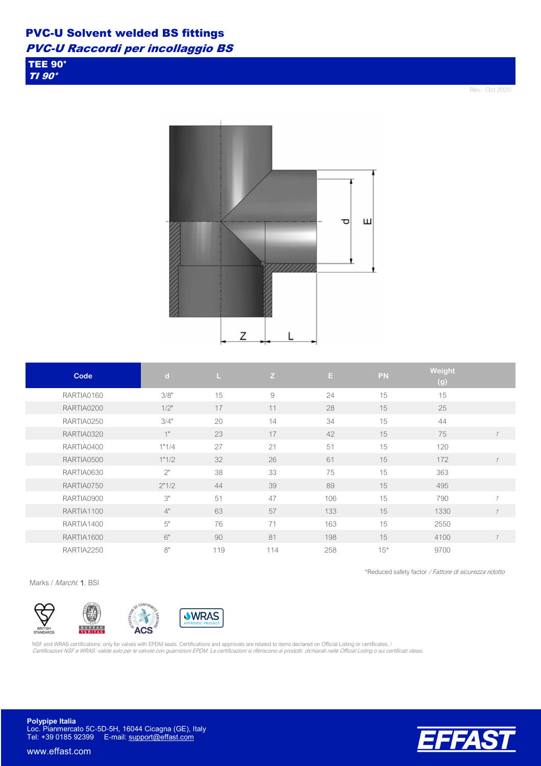# PVC-U Solvent welded BS fittings

## *PVC-U Raccordi per incollaggio BS*

### TEE 90°
### *TI 90°*

Rev. Oct 2020

| Code | d | L | Z | E | PN | Weight (g) | |
|---|---|---|---|---|---|---|---|
| RARTIA0160 | 3/8" | 15 | 9 | 24 | 15 | 15 | |
| RARTIA0200 | 1/2" | 17 | 11 | 28 | 15 | 25 | |
| RARTIA0250 | 3/4" | 20 | 14 | 34 | 15 | 44 | |
| RARTIA0320 | 1" | 23 | 17 | 42 | 15 | 75 | 1 |
| RARTIA0400 | 1"1/4 | 27 | 21 | 51 | 15 | 120 | |
| RARTIA0500 | 1"1/2 | 32 | 26 | 61 | 15 | 172 | 1 |
| RARTIA0630 | 2" | 38 | 33 | 75 | 15 | 363 | |
| RARTIA0750 | 2"1/2 | 44 | 39 | 89 | 15 | 495 | |
| RARTIA0900 | 3" | 51 | 47 | 106 | 15 | 790 | 1 |
| RARTIA1100 | 4" | 63 | 57 | 133 | 15 | 1330 | 1 |
| RARTIA1400 | 5" | 76 | 71 | 163 | 15 | 2550 | |
| RARTIA1600 | 6" | 90 | 81 | 198 | 15 | 4100 | 1 |
| RARTIA2250 | 8" | 119 | 114 | 258 | 15* | 9700 | |

*Reduced safety factor */ Fattore di sicurezza ridotto*

Marks / *Marchi*: **1**. BSI

NSF and WRAS certifications: only for valves with EPDM seals. Certifications and approvals are related to items declared on Official Listing or certificates. /
*Certificazioni NSF e WRAS: valide solo per le valvole con guarnizioni EPDM. Le certificazioni si riferiscono ai prodotti dichiarati nelle Official Listing o sui certificati stessi.*

**Polypipe Italia**
Loc. Pianmercato 5C-5D-5H, 16044 Cicagna (GE), Italy
Tel: +39 0185 92399 E-mail: support@effast.com

www.effast.com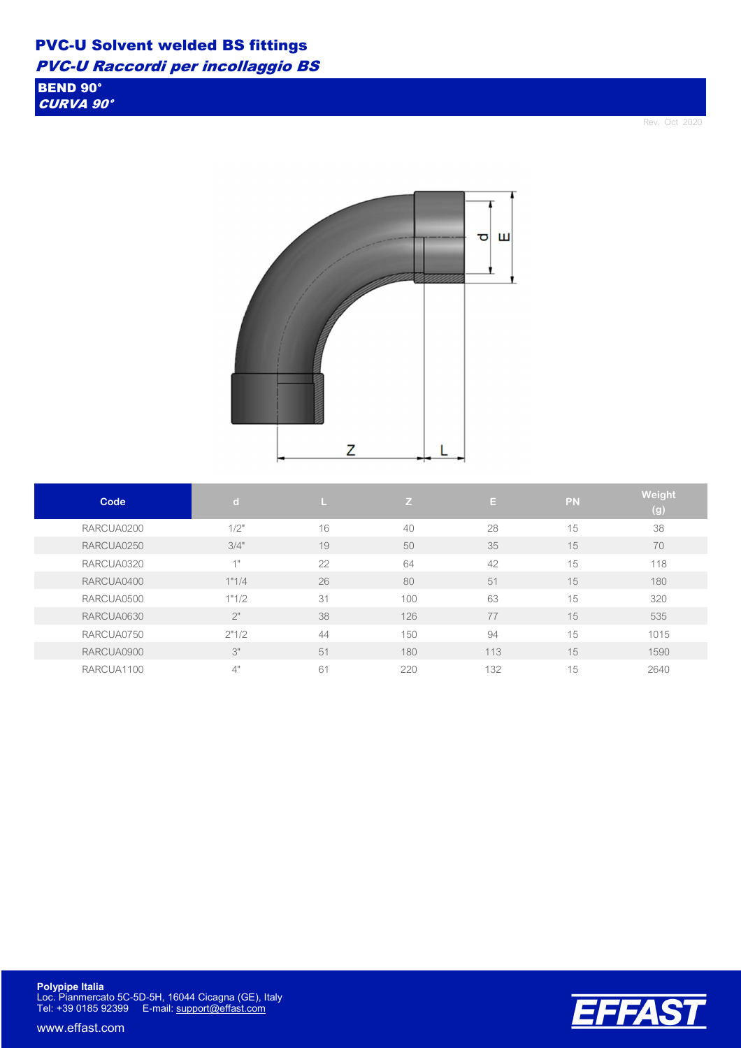# PVC-U Solvent welded BS fittings

## *PVC-U Raccordi per incollaggio BS*

### BEND 90°
### *CURVA 90°*

Rev. Oct 2020

| Code | d | L | Z | E | PN | Weight (g) |
|---|---|---|---|---|---|---|
| RARCUA0200 | 1/2" | 16 | 40 | 28 | 15 | 38 |
| RARCUA0250 | 3/4" | 19 | 50 | 35 | 15 | 70 |
| RARCUA0320 | 1" | 22 | 64 | 42 | 15 | 118 |
| RARCUA0400 | 1"1/4 | 26 | 80 | 51 | 15 | 180 |
| RARCUA0500 | 1"1/2 | 31 | 100 | 63 | 15 | 320 |
| RARCUA0630 | 2" | 38 | 126 | 77 | 15 | 535 |
| RARCUA0750 | 2"1/2 | 44 | 150 | 94 | 15 | 1015 |
| RARCUA0900 | 3" | 51 | 180 | 113 | 15 | 1590 |
| RARCUA1100 | 4" | 61 | 220 | 132 | 15 | 2640 |

**Polypipe Italia**
Loc. Pianmercato 5C-5D-5H, 16044 Cicagna (GE), Italy
Tel: +39 0185 92399 E-mail: support@effast.com

www.effast.com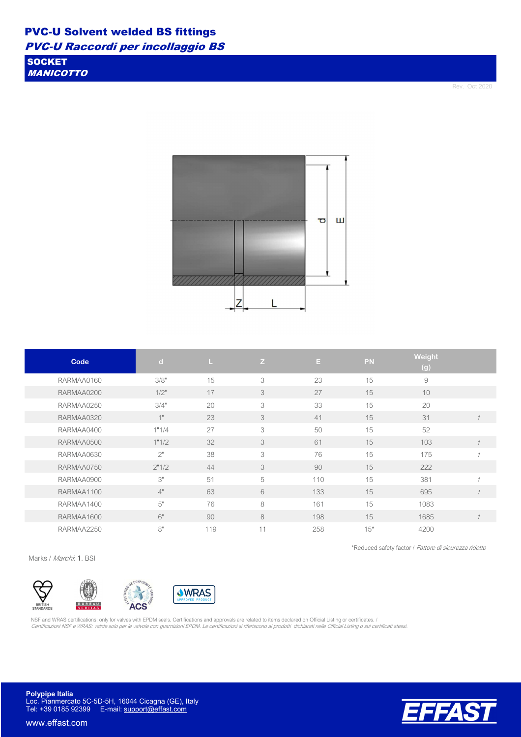# PVC-U Solvent welded BS fittings

*PVC-U Raccordi per incollaggio BS*

## SOCKET

*MANICOTTO*

Rev. Oct 2020

| Code | d | L | Z | E | PN | Weight (g) | |
|---|---|---|---|---|---|---|---|
| RARMAA0160 | 3/8" | 15 | 3 | 23 | 15 | 9 | |
| RARMAA0200 | 1/2" | 17 | 3 | 27 | 15 | 10 | |
| RARMAA0250 | 3/4" | 20 | 3 | 33 | 15 | 20 | |
| RARMAA0320 | 1" | 23 | 3 | 41 | 15 | 31 | *1* |
| RARMAA0400 | 1"1/4 | 27 | 3 | 50 | 15 | 52 | |
| RARMAA0500 | 1"1/2 | 32 | 3 | 61 | 15 | 103 | *1* |
| RARMAA0630 | 2" | 38 | 3 | 76 | 15 | 175 | *1* |
| RARMAA0750 | 2"1/2 | 44 | 3 | 90 | 15 | 222 | |
| RARMAA0900 | 3" | 51 | 5 | 110 | 15 | 381 | *1* |
| RARMAA1100 | 4" | 63 | 6 | 133 | 15 | 695 | *1* |
| RARMAA1400 | 5" | 76 | 8 | 161 | 15 | 1083 | |
| RARMAA1600 | 6" | 90 | 8 | 198 | 15 | 1685 | *1* |
| RARMAA2250 | 8" | 119 | 11 | 258 | 15* | 4200 | |

*Reduced safety factor / *Fattore di sicurezza ridotto*

Marks / *Marchi*: **1**. BSI

NSF and WRAS certifications: only for valves with EPDM seals. Certifications and approvals are related to items declared on Official Listing or certificates. /
*Certificazioni NSF e WRAS: valide solo per le valvole con guarnizioni EPDM. Le certificazioni si riferiscono ai prodotti dichiarati nelle Official Listing o sui certificati stessi.*

**Polypipe Italia**
Loc. Pianmercato 5C-5D-5H, 16044 Cicagna (GE), Italy
Tel: +39 0185 92399 E-mail: support@effast.com

www.effast.com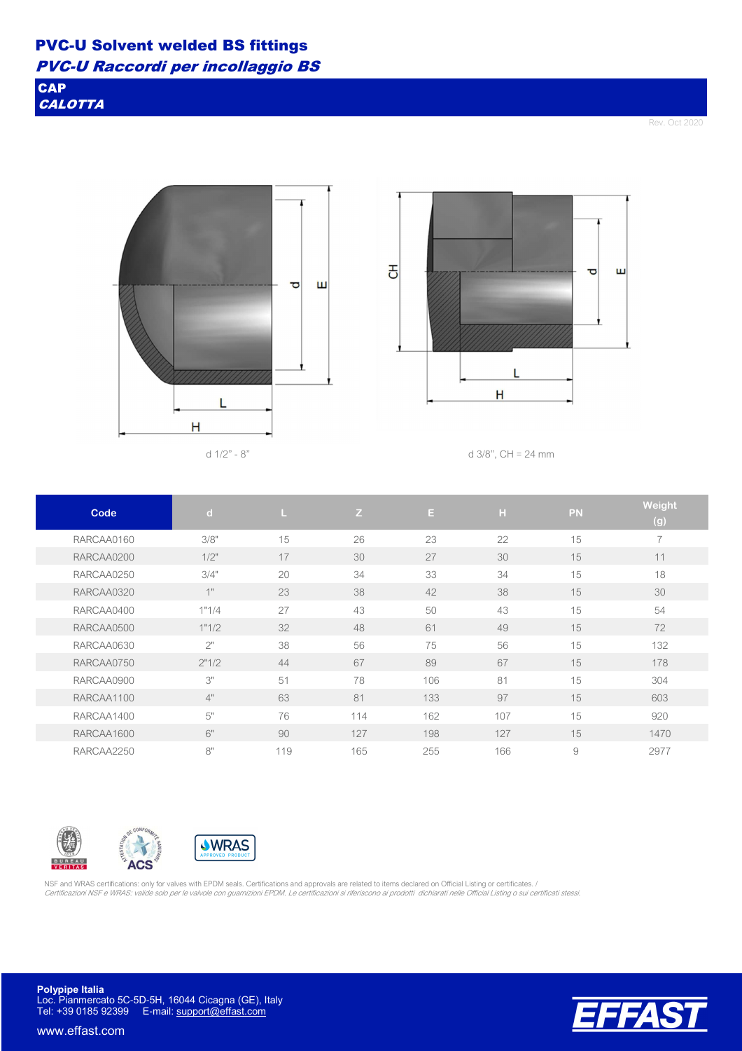# PVC-U Solvent welded BS fittings

## *PVC-U Raccordi per incollaggio BS*

### CAP
### *CALOTTA*

Rev. Oct 2020

d 1/2" - 8"

d 3/8", CH = 24 mm

| Code | d | L | Z | E | H | PN | Weight (g) |
|---|---|---|---|---|---|---|---|
| RARCAA0160 | 3/8" | 15 | 26 | 23 | 22 | 15 | 7 |
| RARCAA0200 | 1/2" | 17 | 30 | 27 | 30 | 15 | 11 |
| RARCAA0250 | 3/4" | 20 | 34 | 33 | 34 | 15 | 18 |
| RARCAA0320 | 1" | 23 | 38 | 42 | 38 | 15 | 30 |
| RARCAA0400 | 1"1/4 | 27 | 43 | 50 | 43 | 15 | 54 |
| RARCAA0500 | 1"1/2 | 32 | 48 | 61 | 49 | 15 | 72 |
| RARCAA0630 | 2" | 38 | 56 | 75 | 56 | 15 | 132 |
| RARCAA0750 | 2"1/2 | 44 | 67 | 89 | 67 | 15 | 178 |
| RARCAA0900 | 3" | 51 | 78 | 106 | 81 | 15 | 304 |
| RARCAA1100 | 4" | 63 | 81 | 133 | 97 | 15 | 603 |
| RARCAA1400 | 5" | 76 | 114 | 162 | 107 | 15 | 920 |
| RARCAA1600 | 6" | 90 | 127 | 198 | 127 | 15 | 1470 |
| RARCAA2250 | 8" | 119 | 165 | 255 | 166 | 9 | 2977 |

NSF and WRAS certifications: only for valves with EPDM seals. Certifications and approvals are related to items declared on Official Listing or certificates. /
*Certificazioni NSF e WRAS: valide solo per le valvole con guarnizioni EPDM. Le certificazioni si riferiscono ai prodotti dichiarati nelle Official Listing o sui certificati stessi.*

**Polypipe Italia**
Loc. Pianmercato 5C-5D-5H, 16044 Cicagna (GE), Italy
Tel: +39 0185 92399 E-mail: support@effast.com

www.effast.com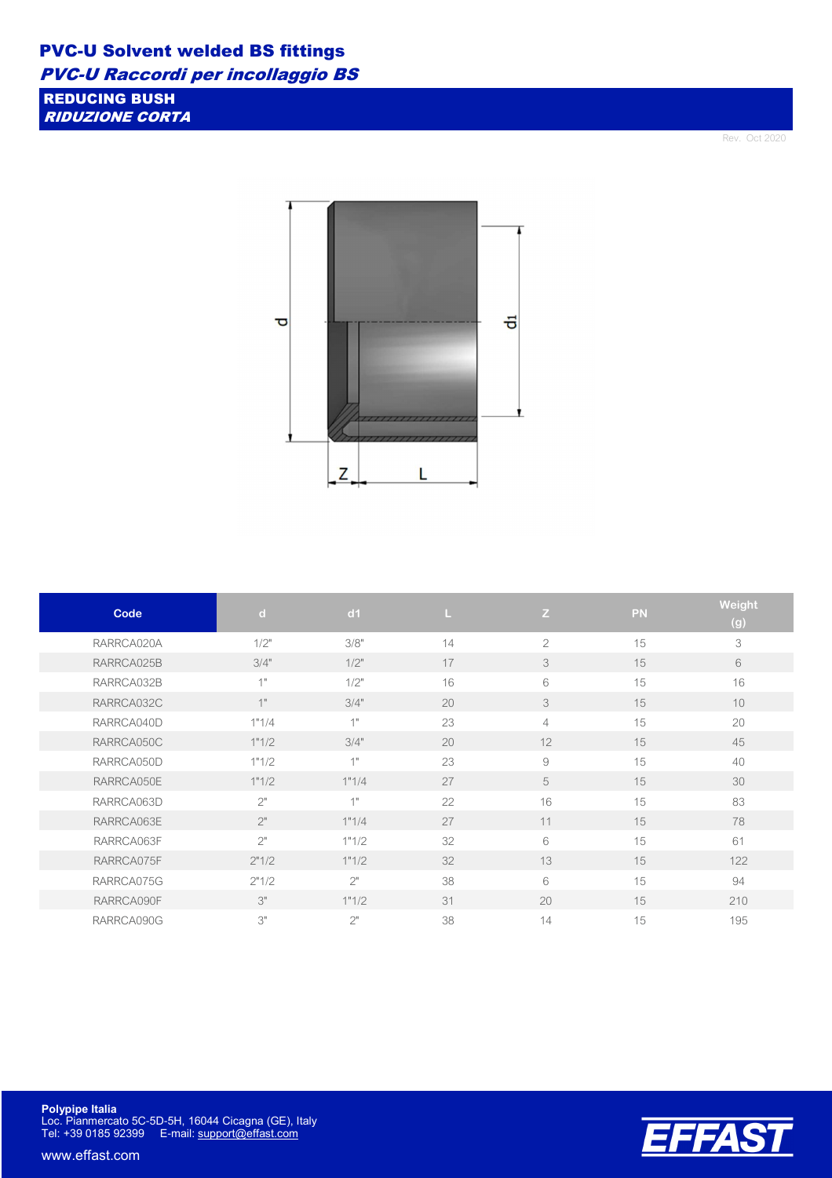# PVC-U Solvent welded BS fittings

*PVC-U Raccordi per incollaggio BS*

## REDUCING BUSH

*RIDUZIONE CORTA*

Rev. Oct 2020

| Code | d | d1 | L | Z | PN | Weight (g) |
|---|---|---|---|---|---|---|
| RARRCA020A | 1/2" | 3/8" | 14 | 2 | 15 | 3 |
| RARRCA025B | 3/4" | 1/2" | 17 | 3 | 15 | 6 |
| RARRCA032B | 1" | 1/2" | 16 | 6 | 15 | 16 |
| RARRCA032C | 1" | 3/4" | 20 | 3 | 15 | 10 |
| RARRCA040D | 1"1/4 | 1" | 23 | 4 | 15 | 20 |
| RARRCA050C | 1"1/2 | 3/4" | 20 | 12 | 15 | 45 |
| RARRCA050D | 1"1/2 | 1" | 23 | 9 | 15 | 40 |
| RARRCA050E | 1"1/2 | 1"1/4 | 27 | 5 | 15 | 30 |
| RARRCA063D | 2" | 1" | 22 | 16 | 15 | 83 |
| RARRCA063E | 2" | 1"1/4 | 27 | 11 | 15 | 78 |
| RARRCA063F | 2" | 1"1/2 | 32 | 6 | 15 | 61 |
| RARRCA075F | 2"1/2 | 1"1/2 | 32 | 13 | 15 | 122 |
| RARRCA075G | 2"1/2 | 2" | 38 | 6 | 15 | 94 |
| RARRCA090F | 3" | 1"1/2 | 31 | 20 | 15 | 210 |
| RARRCA090G | 3" | 2" | 38 | 14 | 15 | 195 |

**Polypipe Italia**
Loc. Pianmercato 5C-5D-5H, 16044 Cicagna (GE), Italy
Tel: +39 0185 92399 E-mail: support@effast.com

www.effast.com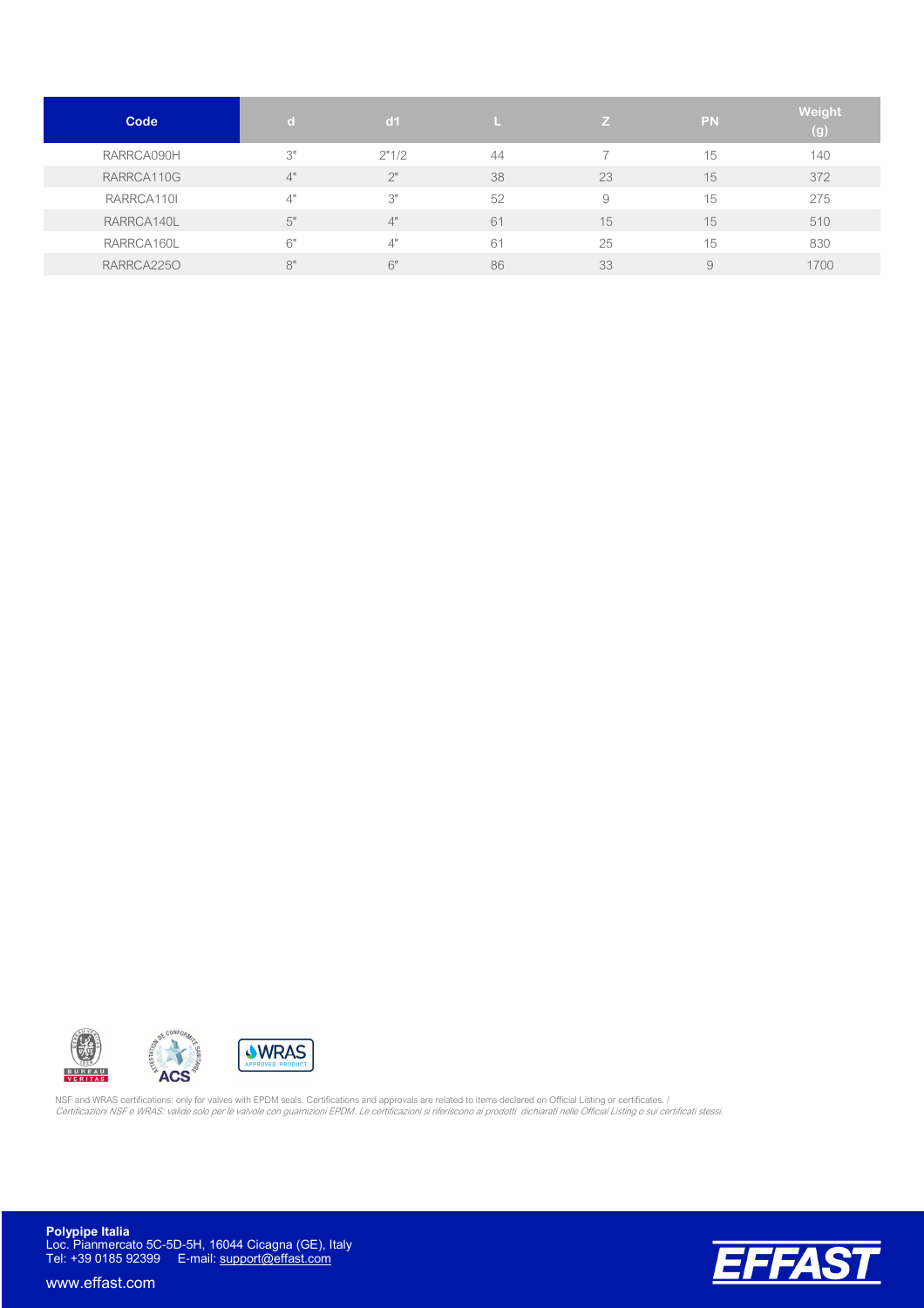| Code | d | d1 | L | Z | PN | Weight (g) |
|---|---|---|---|---|---|---|
| RARRCA090H | 3" | 2"1/2 | 44 | 7 | 15 | 140 |
| RARRCA110G | 4" | 2" | 38 | 23 | 15 | 372 |
| RARRCA110I | 4" | 3" | 52 | 9 | 15 | 275 |
| RARRCA140L | 5" | 4" | 61 | 15 | 15 | 510 |
| RARRCA160L | 6" | 4" | 61 | 25 | 15 | 830 |
| RARRCA225O | 8" | 6" | 86 | 33 | 9 | 1700 |

NSF and WRAS certifications: only for valves with EPDM seals. Certifications and approvals are related to items declared on Official Listing or certificates. /
*Certificazioni NSF e WRAS: valide solo per le valvole con guarnizioni EPDM. Le certificazioni si riferiscono ai prodotti dichiarati nelle Official Listing o sui certificati stessi.*

**Polypipe Italia**
Loc. Pianmercato 5C-5D-5H, 16044 Cicagna (GE), Italy
Tel: +39 0185 92399 E-mail: support@effast.com

www.effast.com

EFFAST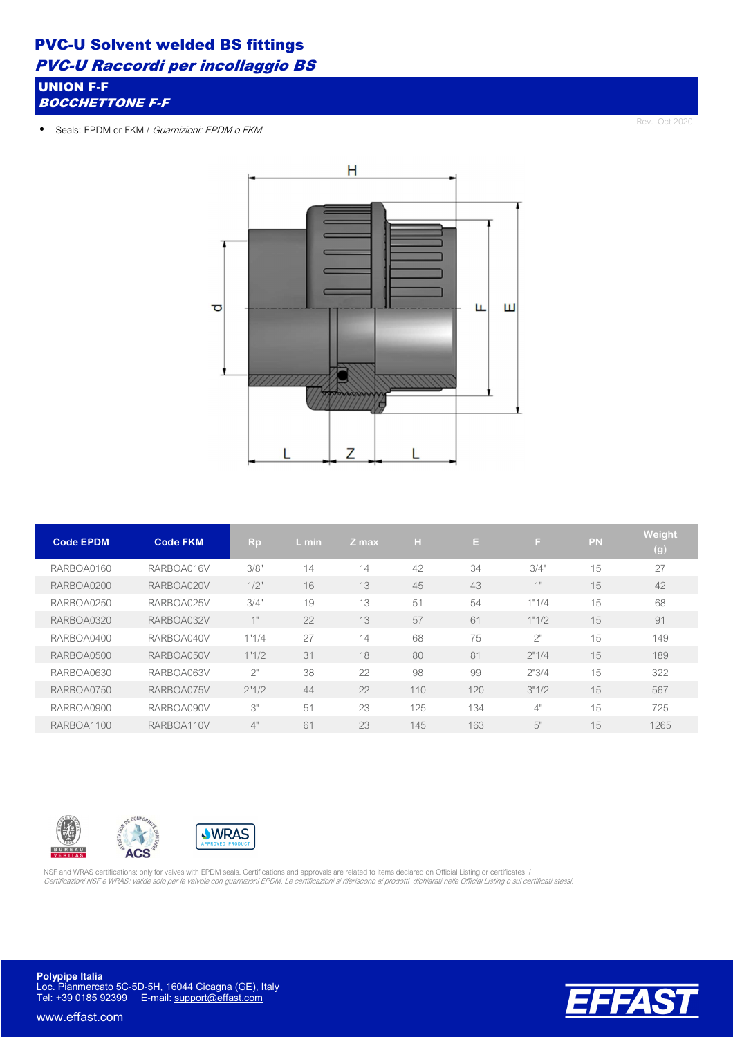# PVC-U Solvent welded BS fittings

## *PVC-U Raccordi per incollaggio BS*

### UNION F-F
### *BOCCHETTONE F-F*

Rev. Oct 2020

- Seals: EPDM or FKM / *Guarnizioni: EPDM o FKM*

| Code EPDM | Code FKM | Rp | L min | Z max | H | E | F | PN | Weight (g) |
|---|---|---|---|---|---|---|---|---|---|
| RARBOA0160 | RARBOA016V | 3/8" | 14 | 14 | 42 | 34 | 3/4" | 15 | 27 |
| RARBOA0200 | RARBOA020V | 1/2" | 16 | 13 | 45 | 43 | 1" | 15 | 42 |
| RARBOA0250 | RARBOA025V | 3/4" | 19 | 13 | 51 | 54 | 1"1/4 | 15 | 68 |
| RARBOA0320 | RARBOA032V | 1" | 22 | 13 | 57 | 61 | 1"1/2 | 15 | 91 |
| RARBOA0400 | RARBOA040V | 1"1/4 | 27 | 14 | 68 | 75 | 2" | 15 | 149 |
| RARBOA0500 | RARBOA050V | 1"1/2 | 31 | 18 | 80 | 81 | 2"1/4 | 15 | 189 |
| RARBOA0630 | RARBOA063V | 2" | 38 | 22 | 98 | 99 | 2"3/4 | 15 | 322 |
| RARBOA0750 | RARBOA075V | 2"1/2 | 44 | 22 | 110 | 120 | 3"1/2 | 15 | 567 |
| RARBOA0900 | RARBOA090V | 3" | 51 | 23 | 125 | 134 | 4" | 15 | 725 |
| RARBOA1100 | RARBOA110V | 4" | 61 | 23 | 145 | 163 | 5" | 15 | 1265 |

NSF and WRAS certifications: only for valves with EPDM seals. Certifications and approvals are related to items declared on Official Listing or certificates. /
*Certificazioni NSF e WRAS: valide solo per le valvole con guarnizioni EPDM. Le certificazioni si riferiscono ai prodotti dichiarati nelle Official Listing o sui certificati stessi.*

**Polypipe Italia**
Loc. Pianmercato 5C-5D-5H, 16044 Cicagna (GE), Italy
Tel: +39 0185 92399 E-mail: support@effast.com

www.effast.com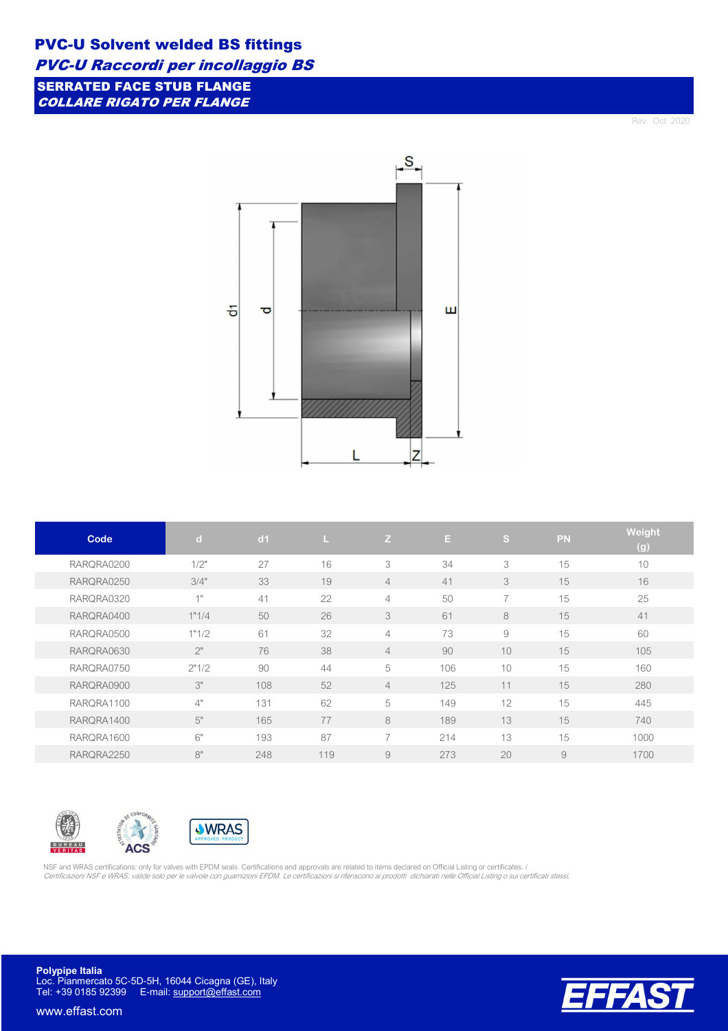# PVC-U Solvent welded BS fittings

## *PVC-U Raccordi per incollaggio BS*

### SERRATED FACE STUB FLANGE
### *COLLARE RIGATO PER FLANGE*

Rev. Oct 2020

| Code | d | d1 | L | Z | E | S | PN | Weight (g) |
|---|---|---|---|---|---|---|---|---|
| RARQRA0200 | 1/2" | 27 | 16 | 3 | 34 | 3 | 15 | 10 |
| RARQRA0250 | 3/4" | 33 | 19 | 4 | 41 | 3 | 15 | 16 |
| RARQRA0320 | 1" | 41 | 22 | 4 | 50 | 7 | 15 | 25 |
| RARQRA0400 | 1"1/4 | 50 | 26 | 3 | 61 | 8 | 15 | 41 |
| RARQRA0500 | 1"1/2 | 61 | 32 | 4 | 73 | 9 | 15 | 60 |
| RARQRA0630 | 2" | 76 | 38 | 4 | 90 | 10 | 15 | 105 |
| RARQRA0750 | 2"1/2 | 90 | 44 | 5 | 106 | 10 | 15 | 160 |
| RARQRA0900 | 3" | 108 | 52 | 4 | 125 | 11 | 15 | 280 |
| RARQRA1100 | 4" | 131 | 62 | 5 | 149 | 12 | 15 | 445 |
| RARQRA1400 | 5" | 165 | 77 | 8 | 189 | 13 | 15 | 740 |
| RARQRA1600 | 6" | 193 | 87 | 7 | 214 | 13 | 15 | 1000 |
| RARQRA2250 | 8" | 248 | 119 | 9 | 273 | 20 | 9 | 1700 |

NSF and WRAS certifications: only for valves with EPDM seals. Certifications and approvals are related to items declared on Official Listing or certificates. /
*Certificazioni NSF e WRAS: valide solo per le valvole con guarnizioni EPDM. Le certificazioni si riferiscono ai prodotti dichiarati nelle Official Listing o sui certificati stessi.*

**Polypipe Italia**
Loc. Pianmercato 5C-5D-5H, 16044 Cicagna (GE), Italy
Tel: +39 0185 92399 E-mail: support@effast.com

www.effast.com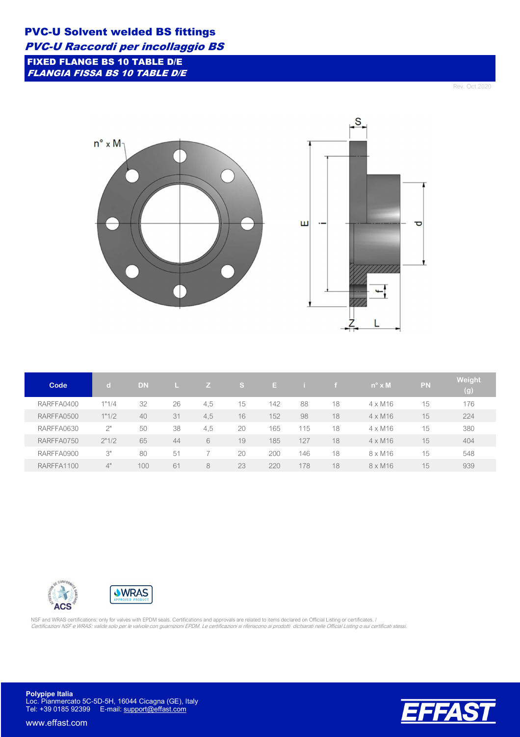# PVC-U Solvent welded BS fittings

*PVC-U Raccordi per incollaggio BS*

## FIXED FLANGE BS 10 TABLE D/E

*FLANGIA FISSA BS 10 TABLE D/E*

Rev. Oct 2020

| Code | d | DN | L | Z | S | E | i | f | n° x M | PN | Weight (g) |
|---|---|---|---|---|---|---|---|---|---|---|---|
| RARFFA0400 | 1"1/4 | 32 | 26 | 4,5 | 15 | 142 | 88 | 18 | 4 x M16 | 15 | 176 |
| RARFFA0500 | 1"1/2 | 40 | 31 | 4,5 | 16 | 152 | 98 | 18 | 4 x M16 | 15 | 224 |
| RARFFA0630 | 2" | 50 | 38 | 4,5 | 20 | 165 | 115 | 18 | 4 x M16 | 15 | 380 |
| RARFFA0750 | 2"1/2 | 65 | 44 | 6 | 19 | 185 | 127 | 18 | 4 x M16 | 15 | 404 |
| RARFFA0900 | 3" | 80 | 51 | 7 | 20 | 200 | 146 | 18 | 8 x M16 | 15 | 548 |
| RARFFA1100 | 4" | 100 | 61 | 8 | 23 | 220 | 178 | 18 | 8 x M16 | 15 | 939 |

NSF and WRAS certifications: only for valves with EPDM seals. Certifications and approvals are related to items declared on Official Listing or certificates. /
*Certificazioni NSF e WRAS: valide solo per le valvole con guarnizioni EPDM. Le certificazioni si riferiscono ai prodotti dichiarati nelle Official Listing o sui certificati stessi.*

**Polypipe Italia**
Loc. Pianmercato 5C-5D-5H, 16044 Cicagna (GE), Italy
Tel: +39 0185 92399 E-mail: support@effast.com

www.effast.com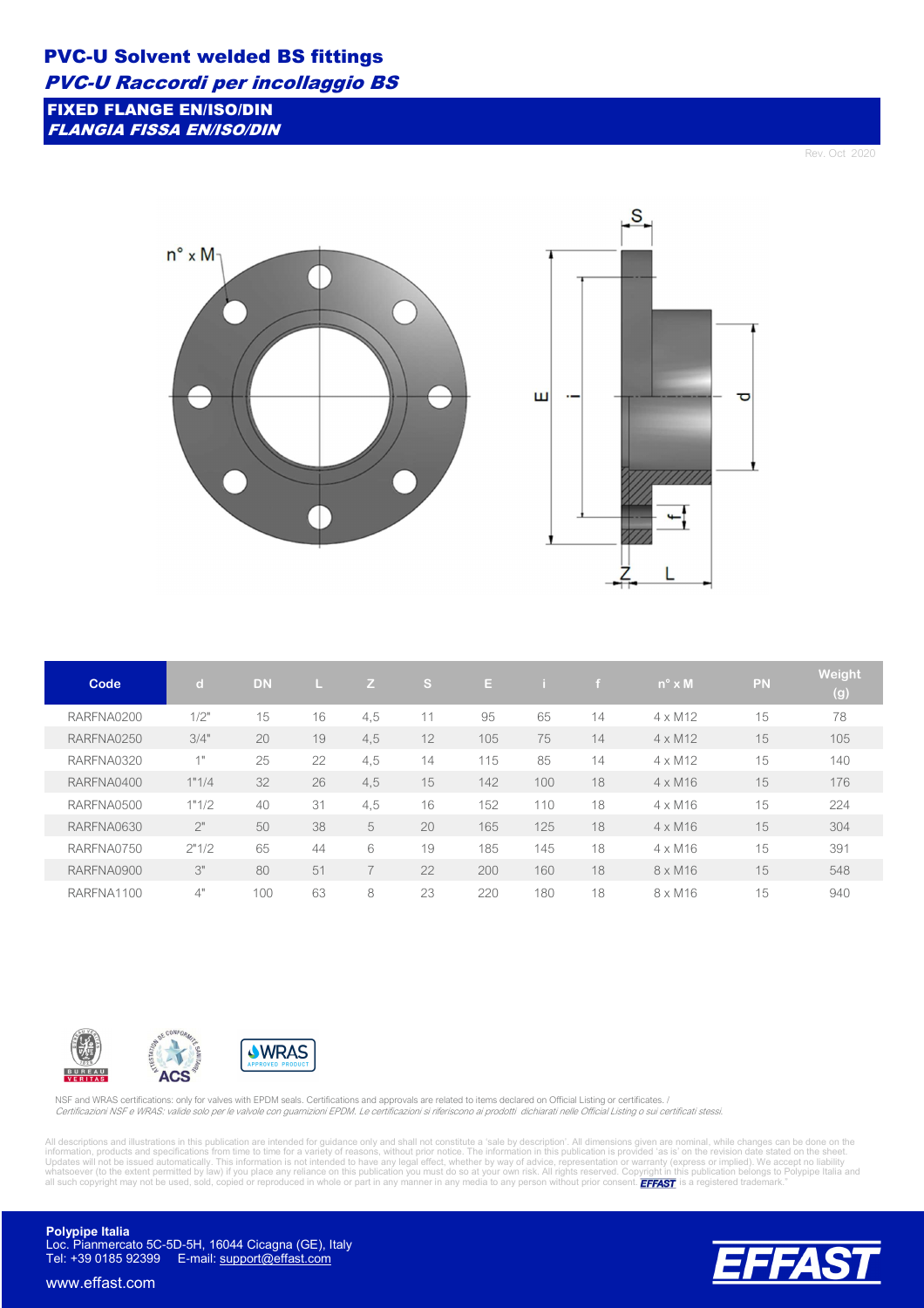# PVC-U Solvent welded BS fittings

*PVC-U Raccordi per incollaggio BS*

## FIXED FLANGE EN/ISO/DIN

*FLANGIA FISSA EN/ISO/DIN*

Rev. Oct 2020

n° x M

S

E

i

d

f

Z

L

| Code | d | DN | L | Z | S | E | i | f | n° x M | PN | Weight (g) |
|---|---|---|---|---|---|---|---|---|---|---|---|
| RARFNA0200 | 1/2" | 15 | 16 | 4,5 | 11 | 95 | 65 | 14 | 4 x M12 | 15 | 78 |
| RARFNA0250 | 3/4" | 20 | 19 | 4,5 | 12 | 105 | 75 | 14 | 4 x M12 | 15 | 105 |
| RARFNA0320 | 1" | 25 | 22 | 4,5 | 14 | 115 | 85 | 14 | 4 x M12 | 15 | 140 |
| RARFNA0400 | 1"1/4 | 32 | 26 | 4,5 | 15 | 142 | 100 | 18 | 4 x M16 | 15 | 176 |
| RARFNA0500 | 1"1/2 | 40 | 31 | 4,5 | 16 | 152 | 110 | 18 | 4 x M16 | 15 | 224 |
| RARFNA0630 | 2" | 50 | 38 | 5 | 20 | 165 | 125 | 18 | 4 x M16 | 15 | 304 |
| RARFNA0750 | 2"1/2 | 65 | 44 | 6 | 19 | 185 | 145 | 18 | 4 x M16 | 15 | 391 |
| RARFNA0900 | 3" | 80 | 51 | 7 | 22 | 200 | 160 | 18 | 8 x M16 | 15 | 548 |
| RARFNA1100 | 4" | 100 | 63 | 8 | 23 | 220 | 180 | 18 | 8 x M16 | 15 | 940 |

NSF and WRAS certifications: only for valves with EPDM seals. Certifications and approvals are related to items declared on Official Listing or certificates. /
*Certificazioni NSF e WRAS: valide solo per le valvole con guarnizioni EPDM. Le certificazioni si riferiscono ai prodotti dichiarati nelle Official Listing o sui certificati stessi.*

All descriptions and illustrations in this publication are intended for guidance only and shall not constitute a 'sale by description'. All dimensions given are nominal, while changes can be done on the information, products and specifications from time to time for a variety of reasons, without prior notice. The information in this publication is provided 'as is' on the revision date stated on the sheet. Updates will not be issued automatically. This information is not intended to have any legal effect, whether by way of advice, representation or warranty (express or implied). We accept no liability whatsoever (to the extent permitted by law) if you place any reliance on this publication you must do so at your own risk. All rights reserved. Copyright in this publication belongs to Polypipe Italia and all such copyright may not be used, sold, copied or reproduced in whole or part in any manner in any media to any person without prior consent. EFFAST is a registered trademark."

**Polypipe Italia**
Loc. Pianmercato 5C-5D-5H, 16044 Cicagna (GE), Italy
Tel: +39 0185 92399 E-mail: support@effast.com

www.effast.com